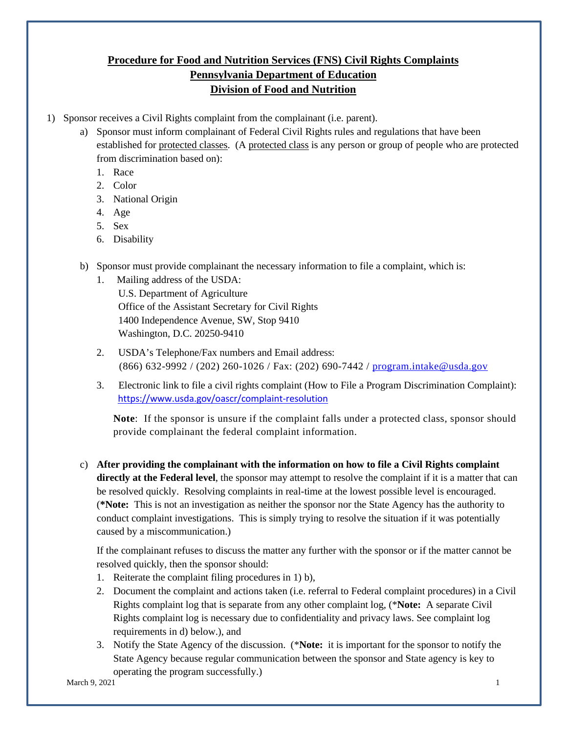# Procedure for Food and Nutrition Services (FNS) Civil Rights Complaints
## Pennsylvania Department of Education
## Division of Food and Nutrition

1) Sponsor receives a Civil Rights complaint from the complainant (i.e. parent).
   a) Sponsor must inform complainant of Federal Civil Rights rules and regulations that have been established for protected classes. (A protected class is any person or group of people who are protected from discrimination based on):
      1. Race
      2. Color
      3. National Origin
      4. Age
      5. Sex
      6. Disability

   b) Sponsor must provide complainant the necessary information to file a complaint, which is:
      1. Mailing address of the USDA:
         U.S. Department of Agriculture
         Office of the Assistant Secretary for Civil Rights
         1400 Independence Avenue, SW, Stop 9410
         Washington, D.C. 20250-9410
      2. USDA's Telephone/Fax numbers and Email address:
         (866) 632-9992 / (202) 260-1026 / Fax: (202) 690-7442 / program.intake@usda.gov
      3. Electronic link to file a civil rights complaint (How to File a Program Discrimination Complaint): https://www.usda.gov/oascr/complaint-resolution

      **Note**: If the sponsor is unsure if the complaint falls under a protected class, sponsor should provide complainant the federal complaint information.

   c) **After providing the complainant with the information on how to file a Civil Rights complaint directly at the Federal level**, the sponsor may attempt to resolve the complaint if it is a matter that can be resolved quickly. Resolving complaints in real-time at the lowest possible level is encouraged. (***Note:** This is not an investigation as neither the sponsor nor the State Agency has the authority to conduct complaint investigations. This is simply trying to resolve the situation if it was potentially caused by a miscommunication.)

      If the complainant refuses to discuss the matter any further with the sponsor or if the matter cannot be resolved quickly, then the sponsor should:
      1. Reiterate the complaint filing procedures in 1) b),
      2. Document the complaint and actions taken (i.e. referral to Federal complaint procedures) in a Civil Rights complaint log that is separate from any other complaint log, (***Note:** A separate Civil Rights complaint log is necessary due to confidentiality and privacy laws. See complaint log requirements in d) below.), and
      3. Notify the State Agency of the discussion. (***Note:** it is important for the sponsor to notify the State Agency because regular communication between the sponsor and State agency is key to operating the program successfully.)

March 9, 2021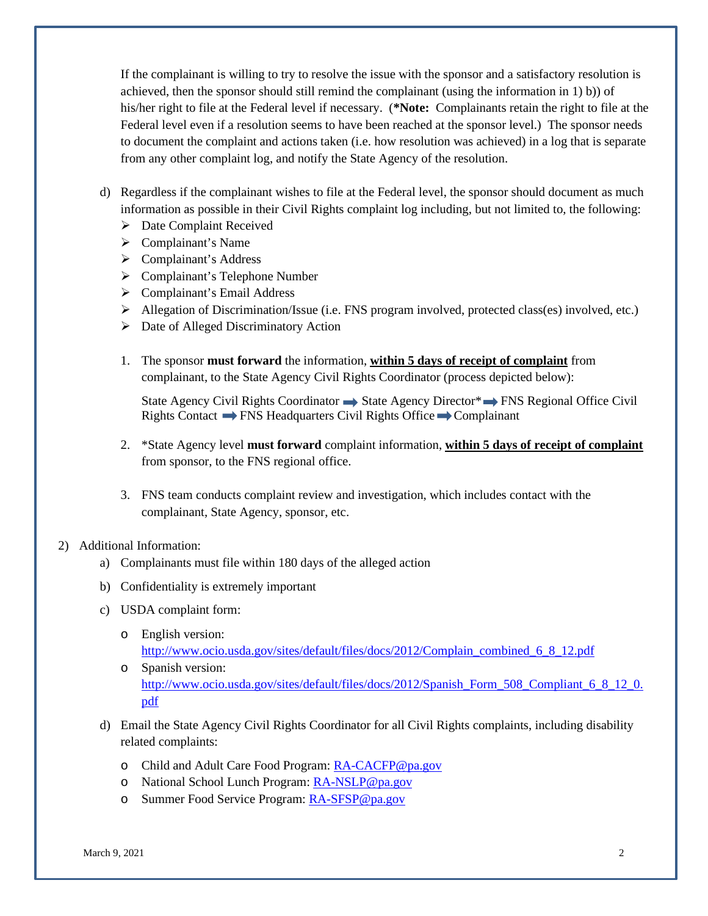If the complainant is willing to try to resolve the issue with the sponsor and a satisfactory resolution is achieved, then the sponsor should still remind the complainant (using the information in 1) b)) of his/her right to file at the Federal level if necessary. (**\*Note:** Complainants retain the right to file at the Federal level even if a resolution seems to have been reached at the sponsor level.) The sponsor needs to document the complaint and actions taken (i.e. how resolution was achieved) in a log that is separate from any other complaint log, and notify the State Agency of the resolution.

d) Regardless if the complainant wishes to file at the Federal level, the sponsor should document as much information as possible in their Civil Rights complaint log including, but not limited to, the following:
   - Date Complaint Received
   - Complainant's Name
   - Complainant's Address
   - Complainant's Telephone Number
   - Complainant's Email Address
   - Allegation of Discrimination/Issue (i.e. FNS program involved, protected class(es) involved, etc.)
   - Date of Alleged Discriminatory Action

   1. The sponsor **must forward** the information, **<u>within 5 days of receipt of complaint</u>** from complainant, to the State Agency Civil Rights Coordinator (process depicted below):

      State Agency Civil Rights Coordinator ➡ State Agency Director* ➡ FNS Regional Office Civil Rights Contact ➡ FNS Headquarters Civil Rights Office ➡ Complainant

   2. *State Agency level **must forward** complaint information, **<u>within 5 days of receipt of complaint</u>** from sponsor, to the FNS regional office.

   3. FNS team conducts complaint review and investigation, which includes contact with the complainant, State Agency, sponsor, etc.

2) Additional Information:
   a) Complainants must file within 180 days of the alleged action
   b) Confidentiality is extremely important
   c) USDA complaint form:
      - English version: http://www.ocio.usda.gov/sites/default/files/docs/2012/Complain_combined_6_8_12.pdf
      - Spanish version: http://www.ocio.usda.gov/sites/default/files/docs/2012/Spanish_Form_508_Compliant_6_8_12_0.pdf
   d) Email the State Agency Civil Rights Coordinator for all Civil Rights complaints, including disability related complaints:
      - Child and Adult Care Food Program: RA-CACFP@pa.gov
      - National School Lunch Program: RA-NSLP@pa.gov
      - Summer Food Service Program: RA-SFSP@pa.gov

March 9, 2021